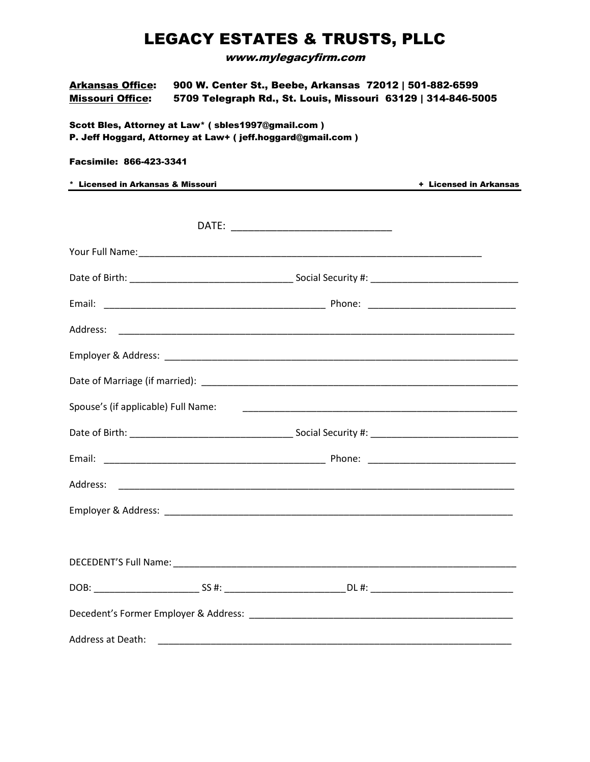# LEGACY ESTATES & TRUSTS, PLLC

***www.mylegacyfirm.com***

**<u>Arkansas Office</u>:** **900 W. Center St., Beebe, Arkansas 72012 | 501-882-6599**
**<u>Missouri Office</u>:** **5709 Telegraph Rd., St. Louis, Missouri 63129 | 314-846-5005**

**Scott Bles, Attorney at Law* ( sbles1997@gmail.com )**
**P. Jeff Hoggard, Attorney at Law+ ( jeff.hoggard@gmail.com )**

**Facsimile: 866-423-3341**

**\* Licensed in Arkansas & Missouri** **+ Licensed in Arkansas**

---

DATE: ____________________________

Your Full Name: ____________________________________________________________

Date of Birth: ______________________________ Social Security #: ___________________________

Email: __________________________________________ Phone: ___________________________

Address: ___________________________________________________________________________

Employer & Address: _________________________________________________________________

Date of Marriage (if married): ___________________________________________________________

Spouse's (if applicable) Full Name: _____________________________________________________

Date of Birth: ______________________________ Social Security #: ___________________________

Email: __________________________________________ Phone: ___________________________

Address: ___________________________________________________________________________

Employer & Address: _________________________________________________________________

DECEDENT'S Full Name: _______________________________________________________________

DOB: ___________________ SS #: ______________________ DL #: ___________________________

Decedent's Former Employer & Address: __________________________________________________

Address at Death: ____________________________________________________________________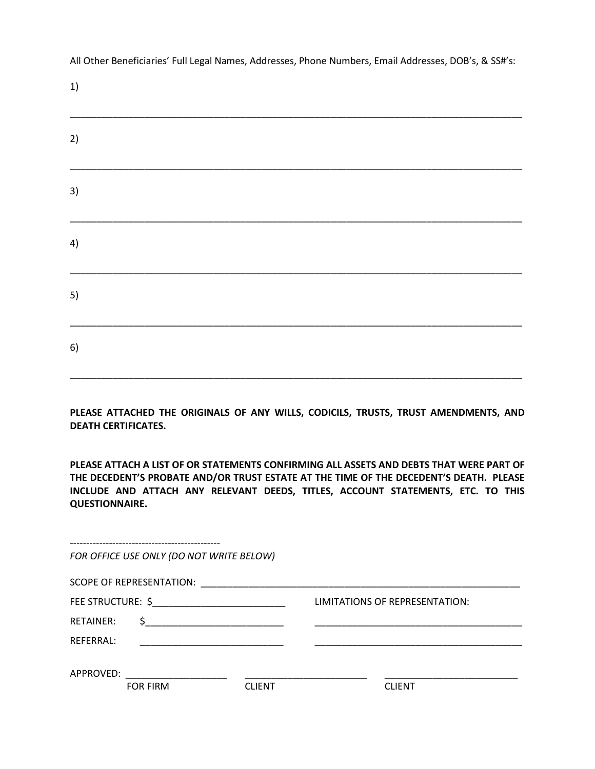All Other Beneficiaries' Full Legal Names, Addresses, Phone Numbers, Email Addresses, DOB's, & SS#'s:

1)

______________________________________________________________________________

2)

______________________________________________________________________________

3)

______________________________________________________________________________

4)

______________________________________________________________________________

5)

______________________________________________________________________________

6)

______________________________________________________________________________

**PLEASE ATTACHED THE ORIGINALS OF ANY WILLS, CODICILS, TRUSTS, TRUST AMENDMENTS, AND DEATH CERTIFICATES.**

**PLEASE ATTACH A LIST OF OR STATEMENTS CONFIRMING ALL ASSETS AND DEBTS THAT WERE PART OF THE DECEDENT'S PROBATE AND/OR TRUST ESTATE AT THE TIME OF THE DECEDENT'S DEATH. PLEASE INCLUDE AND ATTACH ANY RELEVANT DEEDS, TITLES, ACCOUNT STATEMENTS, ETC. TO THIS QUESTIONNAIRE.**

----------------------------------------------

*FOR OFFICE USE ONLY (DO NOT WRITE BELOW)*

SCOPE OF REPRESENTATION: ______________________________________________________________

FEE STRUCTURE: $__________________________ LIMITATIONS OF REPRESENTATION:

RETAINER: $__________________________ ________________________________________

REFERRAL: ____________________________ ________________________________________

APPROVED: ___________________ ________________________ __________________________

FOR FIRM CLIENT CLIENT